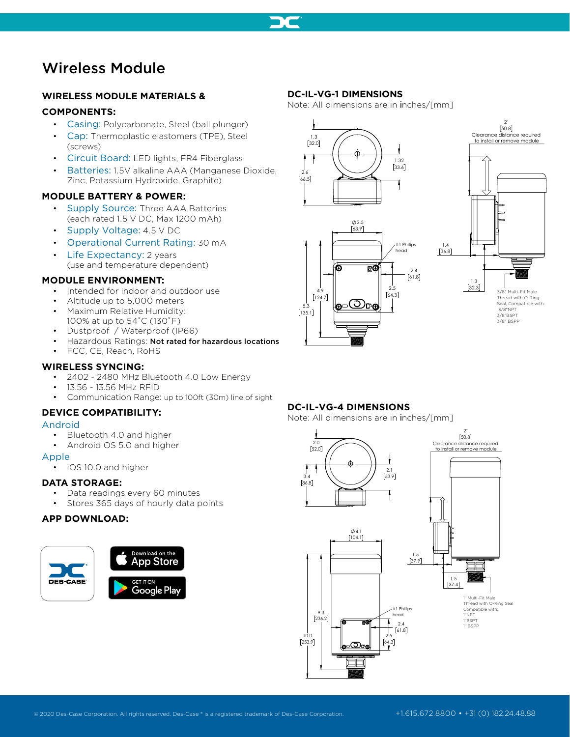# Wireless Module

## WIRELESS MODULE MATERIALS & COMPONENTS:

- Casing: Polycarbonate, Steel (ball plunger)
- Cap: Thermoplastic elastomers (TPE), Steel (screws)
- Circuit Board: LED lights, FR4 Fiberglass
- Batteries: 1.5V alkaline AAA (Manganese Dioxide, Zinc, Potassium Hydroxide, Graphite)

## MODULE BATTERY & POWER:

- Supply Source: Three AAA Batteries (each rated 1.5 V DC, Max 1200 mAh)
- Supply Voltage: 4.5 V DC
- Operational Current Rating: 30 mA
- Life Expectancy: 2 years (use and temperature dependent)

## MODULE ENVIRONMENT:

- Intended for indoor and outdoor use
- Altitude up to 5,000 meters
- Maximum Relative Humidity: 100% at up to 54˚C (130˚F)
- Dustproof / Waterproof (IP66)
- Hazardous Ratings: **Not rated for hazardous locations**
- FCC, CE, Reach, RoHS

## WIRELESS SYNCING:

- 2402 - 2480 MHz Bluetooth 4.0 Low Energy
- 13.56 - 13.56 MHz RFID
- Communication Range: up to 100ft (30m) line of sight

## DEVICE COMPATIBILITY:

### Android

- Bluetooth 4.0 and higher
- Android OS 5.0 and higher

### Apple

- iOS 10.0 and higher

## DATA STORAGE:

- Data readings every 60 minutes
- Stores 365 days of hourly data points

## APP DOWNLOAD:

DES-CASE

Download on the App Store

GET IT ON Google Play

## DC-IL-VG-1 DIMENSIONS

Note: All dimensions are in inches/[mm]

1.3 [32.0]; 1.32 [33.6]; 2.6 [66.5]; Ø 2.5 [63.9]; #1 Phillips head; 2.4 [61.8]; 2.5 [64.3]; 4.9 [124.7]; 5.3 [135.1]

2" [50.8] Clearance distance required to install or remove module; 1.4 [36.8]; 1.3 [32.3]

3/8" Multi-Fit Male Thread with O-Ring Seal, Compatible with: 3/8"NPT, 3/8"BSPT, 3/8" BSPP

## DC-IL-VG-4 DIMENSIONS

Note: All dimensions are in inches/[mm]

2.0 [52.0]; 2.1 [53.9]; 3.4 [86.8]; Ø 4.1 [104.1]; #1 Phillips head; 9.3 [236.2]; 10.0 [253.9]; 2.4 [61.8]; 2.5 [64.3]

2" [50.8] Clearance distance required to install or remove module; 1.5 [37.9]; 1.5 [37.4]

1" Multi-Fit Male Thread with O-Ring Seal Compatible with: 1"NPT, 1"BSPT, 1" BSPP

© 2020 Des-Case Corporation. All rights reserved. Des-Case ® is a registered trademark of Des-Case Corporation.

+1.615.672.8800 • +31 (0) 182.24.48.88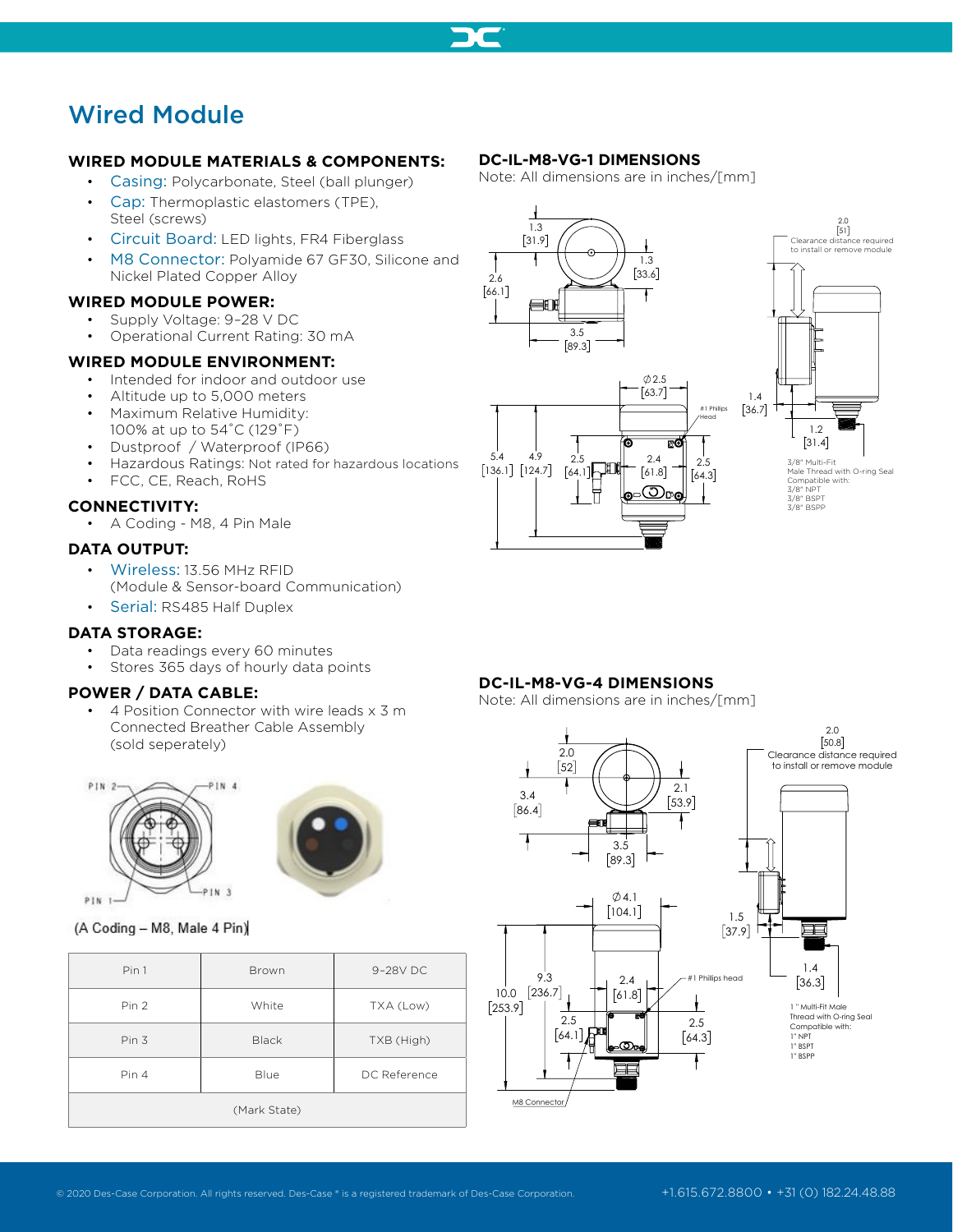# Wired Module

### WIRED MODULE MATERIALS & COMPONENTS:

- Casing: Polycarbonate, Steel (ball plunger)
- Cap: Thermoplastic elastomers (TPE), Steel (screws)
- Circuit Board: LED lights, FR4 Fiberglass
- M8 Connector: Polyamide 67 GF30, Silicone and Nickel Plated Copper Alloy

### WIRED MODULE POWER:

- Supply Voltage: 9–28 V DC
- Operational Current Rating: 30 mA

### WIRED MODULE ENVIRONMENT:

- Intended for indoor and outdoor use
- Altitude up to 5,000 meters
- Maximum Relative Humidity: 100% at up to 54˚C (129˚F)
- Dustproof / Waterproof (IP66)
- Hazardous Ratings: Not rated for hazardous locations
- FCC, CE, Reach, RoHS

### CONNECTIVITY:

- A Coding - M8, 4 Pin Male

### DATA OUTPUT:

- Wireless: 13.56 MHz RFID (Module & Sensor-board Communication)
- Serial: RS485 Half Duplex

### DATA STORAGE:

- Data readings every 60 minutes
- Stores 365 days of hourly data points

### POWER / DATA CABLE:

- 4 Position Connector with wire leads x 3 m Connected Breather Cable Assembly (sold seperately)

PIN 2
PIN 4
PIN 1
PIN 3

(A Coding – M8, Male 4 Pin)

| | | |
|---|---|---|
| Pin 1 | Brown | 9-28V DC |
| Pin 2 | White | TXA (Low) |
| Pin 3 | Black | TXB (High) |
| Pin 4 | Blue | DC Reference |
| (Mark State) | | |

### DC-IL-M8-VG-1 DIMENSIONS

Note: All dimensions are in inches/[mm]

1.3 [31.9]
1.3 [33.6]
2.6 [66.1]
3.5 [89.3]
2.0 [51] Clearance distance required to install or remove module
∅2.5 [63.7]
#1 Phillips Head
1.4 [36.7]
1.2 [31.4]
5.4 [136.1]
4.9 [124.7]
2.5 [64.1]
2.4 [61.8]
2.5 [64.3]
3/8" Multi-Fit Male Thread with O-ring Seal Compatible with: 3/8" NPT 3/8" BSPT 3/8" BSPP

### DC-IL-M8-VG-4 DIMENSIONS

Note: All dimensions are in inches/[mm]

2.0 [52]
3.4 [86.4]
2.1 [53.9]
3.5 [89.3]
2.0 [50.8] Clearance distance required to install or remove module
∅4.1 [104.1]
1.5 [37.9]
1.4 [36.3]
10.0 [253.9]
9.3 [236.7]
2.4 [61.8]
#1 Phillips head
2.5 [64.1]
2.5 [64.3]
M8 Connector
1" Multi-Fit Male Thread with O-ring Seal Compatible with: 1" NPT 1" BSPT 1" BSPP